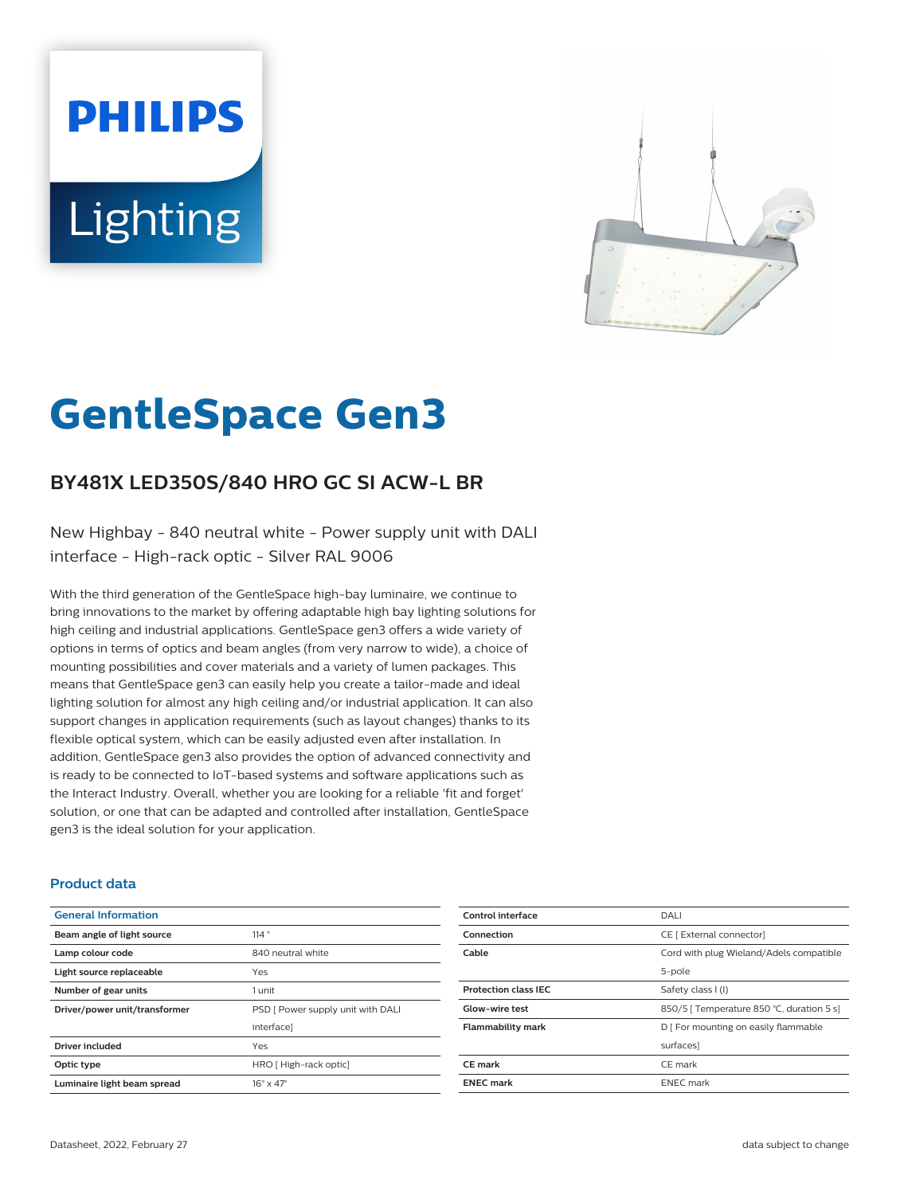PHILIPS

Lighting

# GentleSpace Gen3

## BY481X LED350S/840 HRO GC SI ACW-L BR

New Highbay - 840 neutral white - Power supply unit with DALI interface - High-rack optic - Silver RAL 9006

With the third generation of the GentleSpace high-bay luminaire, we continue to bring innovations to the market by offering adaptable high bay lighting solutions for high ceiling and industrial applications. GentleSpace gen3 offers a wide variety of options in terms of optics and beam angles (from very narrow to wide), a choice of mounting possibilities and cover materials and a variety of lumen packages. This means that GentleSpace gen3 can easily help you create a tailor-made and ideal lighting solution for almost any high ceiling and/or industrial application. It can also support changes in application requirements (such as layout changes) thanks to its flexible optical system, which can be easily adjusted even after installation. In addition, GentleSpace gen3 also provides the option of advanced connectivity and is ready to be connected to IoT-based systems and software applications such as the Interact Industry. Overall, whether you are looking for a reliable 'fit and forget' solution, or one that can be adapted and controlled after installation, GentleSpace gen3 is the ideal solution for your application.

### Product data

| General Information | |
|---|---|
| **Beam angle of light source** | 114 ° |
| **Lamp colour code** | 840 neutral white |
| **Light source replaceable** | Yes |
| **Number of gear units** | 1 unit |
| **Driver/power unit/transformer** | PSD [ Power supply unit with DALI interface] |
| **Driver included** | Yes |
| **Optic type** | HRO [ High-rack optic] |
| **Luminaire light beam spread** | 16° x 47° |
| **Control interface** | DALI |
| **Connection** | CE [ External connector] |
| **Cable** | Cord with plug Wieland/Adels compatible 5-pole |
| **Protection class IEC** | Safety class I (I) |
| **Glow-wire test** | 850/5 [ Temperature 850 °C, duration 5 s] |
| **Flammability mark** | D [ For mounting on easily flammable surfaces] |
| **CE mark** | CE mark |
| **ENEC mark** | ENEC mark |

Datasheet, 2022, February 27

data subject to change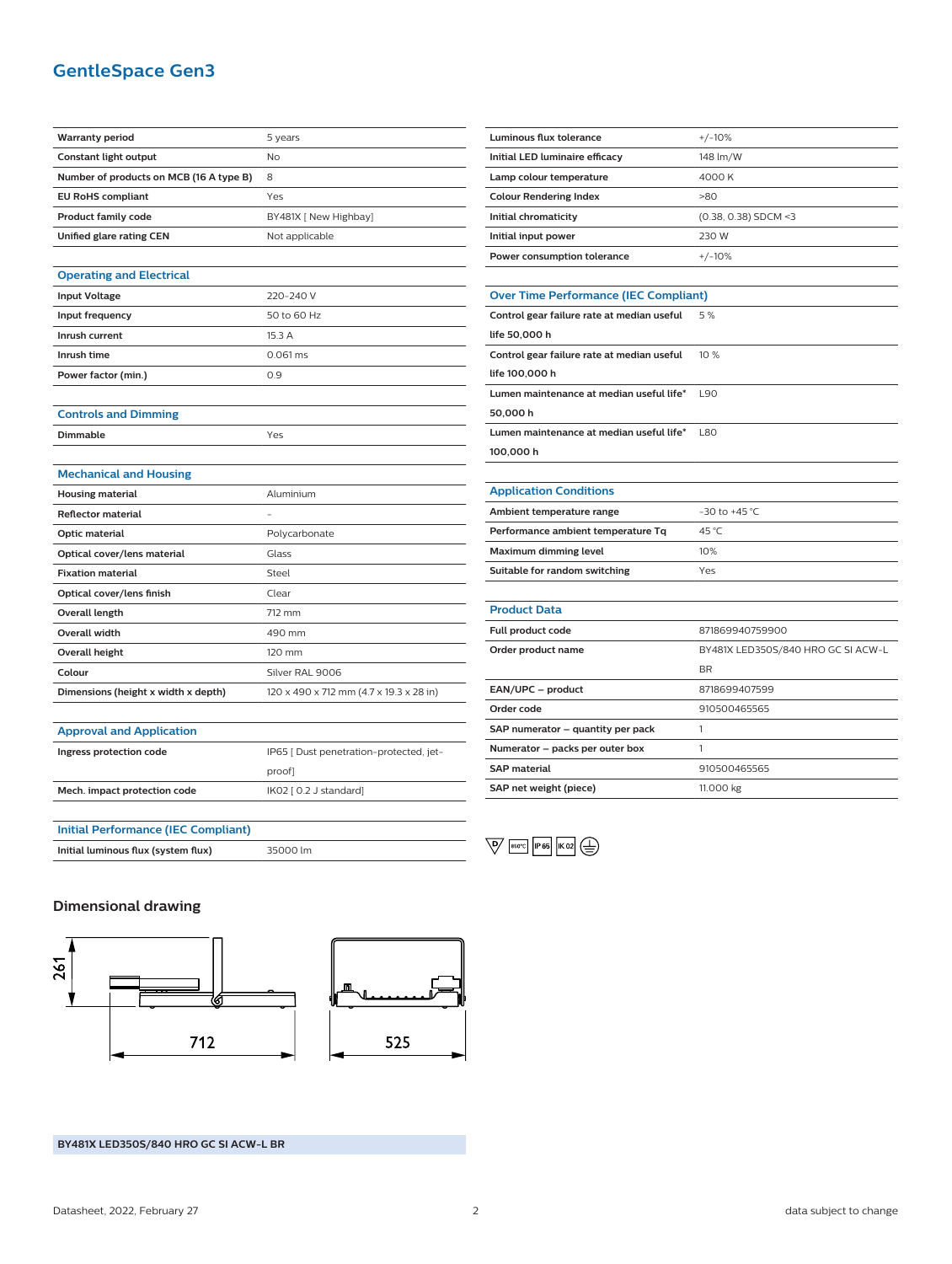# GentleSpace Gen3

| | |
|---|---|
| Warranty period | 5 years |
| Constant light output | No |
| Number of products on MCB (16 A type B) | 8 |
| EU RoHS compliant | Yes |
| Product family code | BY481X [ New Highbay] |
| Unified glare rating CEN | Not applicable |

## Operating and Electrical

| | |
|---|---|
| Input Voltage | 220-240 V |
| Input frequency | 50 to 60 Hz |
| Inrush current | 15.3 A |
| Inrush time | 0.061 ms |
| Power factor (min.) | 0.9 |

## Controls and Dimming

| | |
|---|---|
| Dimmable | Yes |

## Mechanical and Housing

| | |
|---|---|
| Housing material | Aluminium |
| Reflector material | - |
| Optic material | Polycarbonate |
| Optical cover/lens material | Glass |
| Fixation material | Steel |
| Optical cover/lens finish | Clear |
| Overall length | 712 mm |
| Overall width | 490 mm |
| Overall height | 120 mm |
| Colour | Silver RAL 9006 |
| Dimensions (height x width x depth) | 120 x 490 x 712 mm (4.7 x 19.3 x 28 in) |

## Approval and Application

| | |
|---|---|
| Ingress protection code | IP65 [ Dust penetration-protected, jet-proof] |
| Mech. impact protection code | IK02 [ 0.2 J standard] |

## Initial Performance (IEC Compliant)

| | |
|---|---|
| Initial luminous flux (system flux) | 35000 lm |
| Luminous flux tolerance | +/-10% |
| Initial LED luminaire efficacy | 148 lm/W |
| Lamp colour temperature | 4000 K |
| Colour Rendering Index | >80 |
| Initial chromaticity | (0.38, 0.38) SDCM <3 |
| Initial input power | 230 W |
| Power consumption tolerance | +/-10% |

## Over Time Performance (IEC Compliant)

| | |
|---|---|
| Control gear failure rate at median useful life 50,000 h | 5 % |
| Control gear failure rate at median useful life 100,000 h | 10 % |
| Lumen maintenance at median useful life* 50,000 h | L90 |
| Lumen maintenance at median useful life* 100,000 h | L80 |

## Application Conditions

| | |
|---|---|
| Ambient temperature range | -30 to +45 °C |
| Performance ambient temperature Tq | 45 °C |
| Maximum dimming level | 10% |
| Suitable for random switching | Yes |

## Product Data

| | |
|---|---|
| Full product code | 871869940759900 |
| Order product name | BY481X LED350S/840 HRO GC SI ACW-L BR |
| EAN/UPC – product | 8718699407599 |
| Order code | 910500465565 |
| SAP numerator – quantity per pack | 1 |
| Numerator – packs per outer box | 1 |
| SAP material | 910500465565 |
| SAP net weight (piece) | 11.000 kg |

D 850°C IP65 IK02

## Dimensional drawing

261

712

525

**BY481X LED350S/840 HRO GC SI ACW-L BR**

Datasheet, 2022, February 27 — data subject to change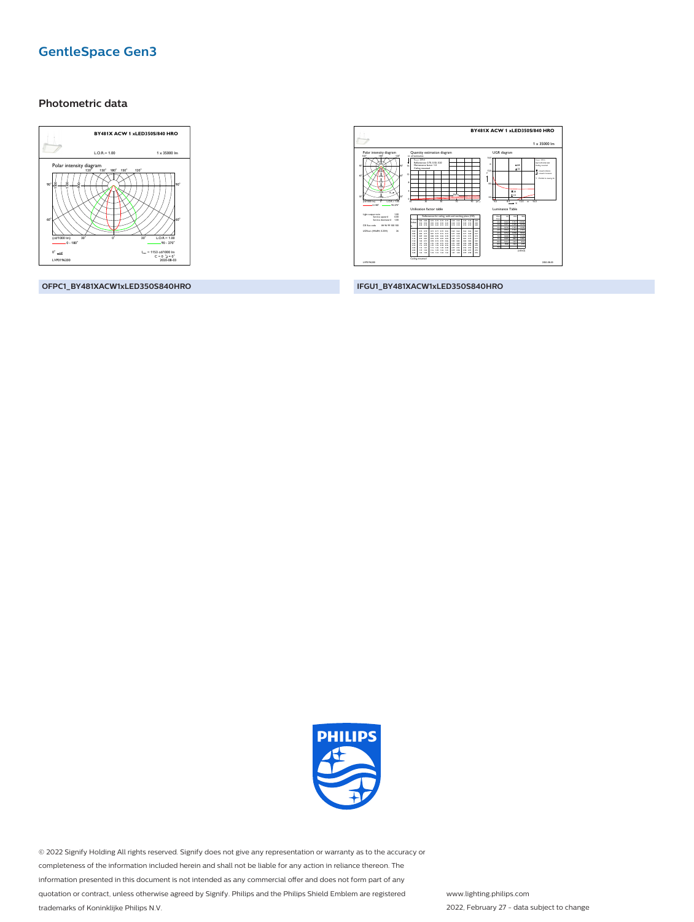## GentleSpace Gen3

### Photometric data

BY481X ACW 1 xLED350S/840 HRO

L.O.R.= 1.00

1 x 35000 lm

Polar intensity diagram

120° 150° 180° 150° 120°

90° 90°

60° 60°

(cd/1000 lm) 30° 0° 30° L.O.R.= 1.00

0 - 180°

90 - 270°

$I_{max}$ = 1153 cd/1000 lm

C = 0 γ = 0°

LVP0196200

2020-08-03

OFPC1_BY481XACW1xLED350S840HRO

BY481X ACW 1 xLED350S/840 HRO

1 x 35000 lm

Polar intensity diagram

Quantity estimation diagram

UGR diagram

Utilisation factor table

Luminance Table

Ceiling mounted

LVP0196200

2020-08-03

IFGU1_BY481XACW1xLED350S840HRO

© 2022 Signify Holding All rights reserved. Signify does not give any representation or warranty as to the accuracy or completeness of the information included herein and shall not be liable for any action in reliance thereon. The information presented in this document is not intended as any commercial offer and does not form part of any quotation or contract, unless otherwise agreed by Signify. Philips and the Philips Shield Emblem are registered trademarks of Koninklijke Philips N.V.

www.lighting.philips.com

2022, February 27 - data subject to change